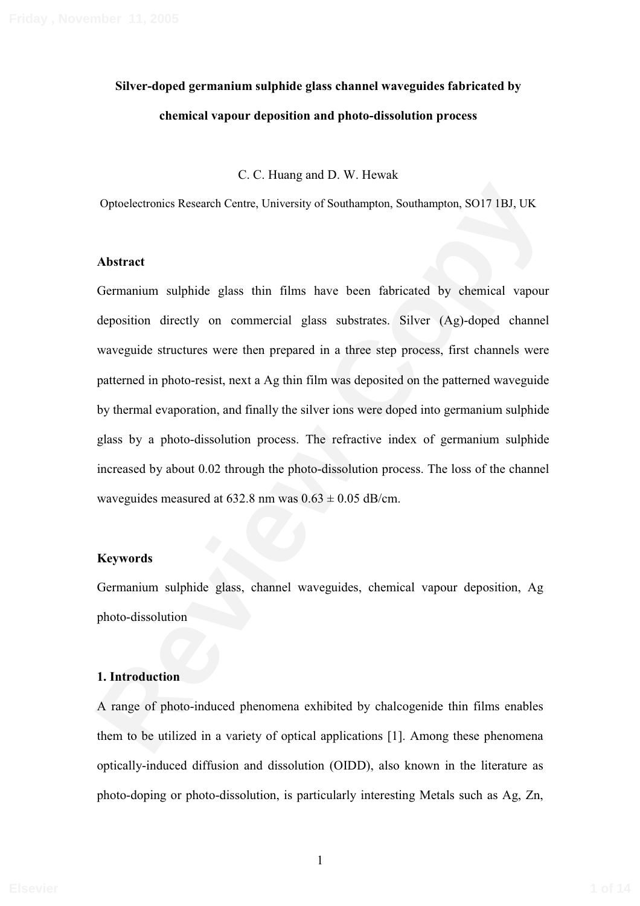**Silver-doped germanium sulphide glass channel waveguides fabricated by chemical vapour deposition and photo-dissolution process**

C. C. Huang and D. W. Hewak

Optoelectronics Research Centre, University of Southampton, Southampton, SO17 1BJ, UK

**Abstract**

Germanium sulphide glass thin films have been fabricated by chemical vapour deposition directly on commercial glass substrates. Silver (Ag)-doped channel waveguide structures were then prepared in a three step process, first channels were patterned in photo-resist, next a Ag thin film was deposited on the patterned waveguide by thermal evaporation, and finally the silver ions were doped into germanium sulphide glass by a photo-dissolution process. The refractive index of germanium sulphide increased by about 0.02 through the photo-dissolution process. The loss of the channel waveguides measured at 632.8 nm was 0.63 ± 0.05 dB/cm.

**Keywords**

Germanium sulphide glass, channel waveguides, chemical vapour deposition, Ag photo-dissolution

**1. Introduction**

A range of photo-induced phenomena exhibited by chalcogenide thin films enables them to be utilized in a variety of optical applications [1]. Among these phenomena optically-induced diffusion and dissolution (OIDD), also known in the literature as photo-doping or photo-dissolution, is particularly interesting Metals such as Ag, Zn,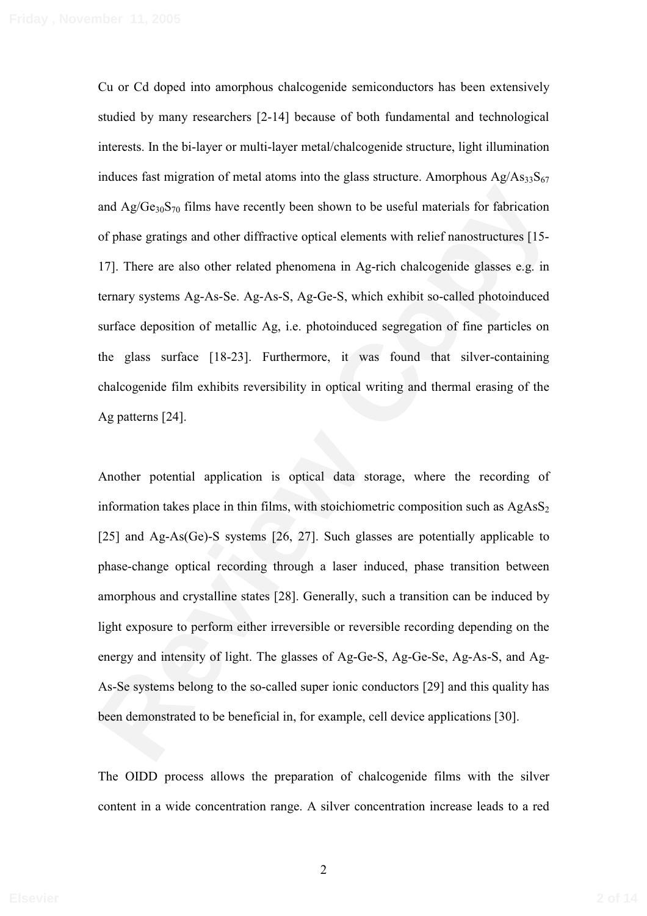Cu or Cd doped into amorphous chalcogenide semiconductors has been extensively studied by many researchers [2-14] because of both fundamental and technological interests. In the bi-layer or multi-layer metal/chalcogenide structure, light illumination induces fast migration of metal atoms into the glass structure. Amorphous $Ag/As_{33}S_{67}$ and $Ag/Ge_{30}S_{70}$ films have recently been shown to be useful materials for fabrication of phase gratings and other diffractive optical elements with relief nanostructures [15-17]. There are also other related phenomena in Ag-rich chalcogenide glasses e.g. in ternary systems Ag-As-Se. Ag-As-S, Ag-Ge-S, which exhibit so-called photoinduced surface deposition of metallic Ag, i.e. photoinduced segregation of fine particles on the glass surface [18-23]. Furthermore, it was found that silver-containing chalcogenide film exhibits reversibility in optical writing and thermal erasing of the Ag patterns [24].

Another potential application is optical data storage, where the recording of information takes place in thin films, with stoichiometric composition such as $AgAsS_2$ [25] and Ag-As(Ge)-S systems [26, 27]. Such glasses are potentially applicable to phase-change optical recording through a laser induced, phase transition between amorphous and crystalline states [28]. Generally, such a transition can be induced by light exposure to perform either irreversible or reversible recording depending on the energy and intensity of light. The glasses of Ag-Ge-S, Ag-Ge-Se, Ag-As-S, and Ag-As-Se systems belong to the so-called super ionic conductors [29] and this quality has been demonstrated to be beneficial in, for example, cell device applications [30].

The OIDD process allows the preparation of chalcogenide films with the silver content in a wide concentration range. A silver concentration increase leads to a red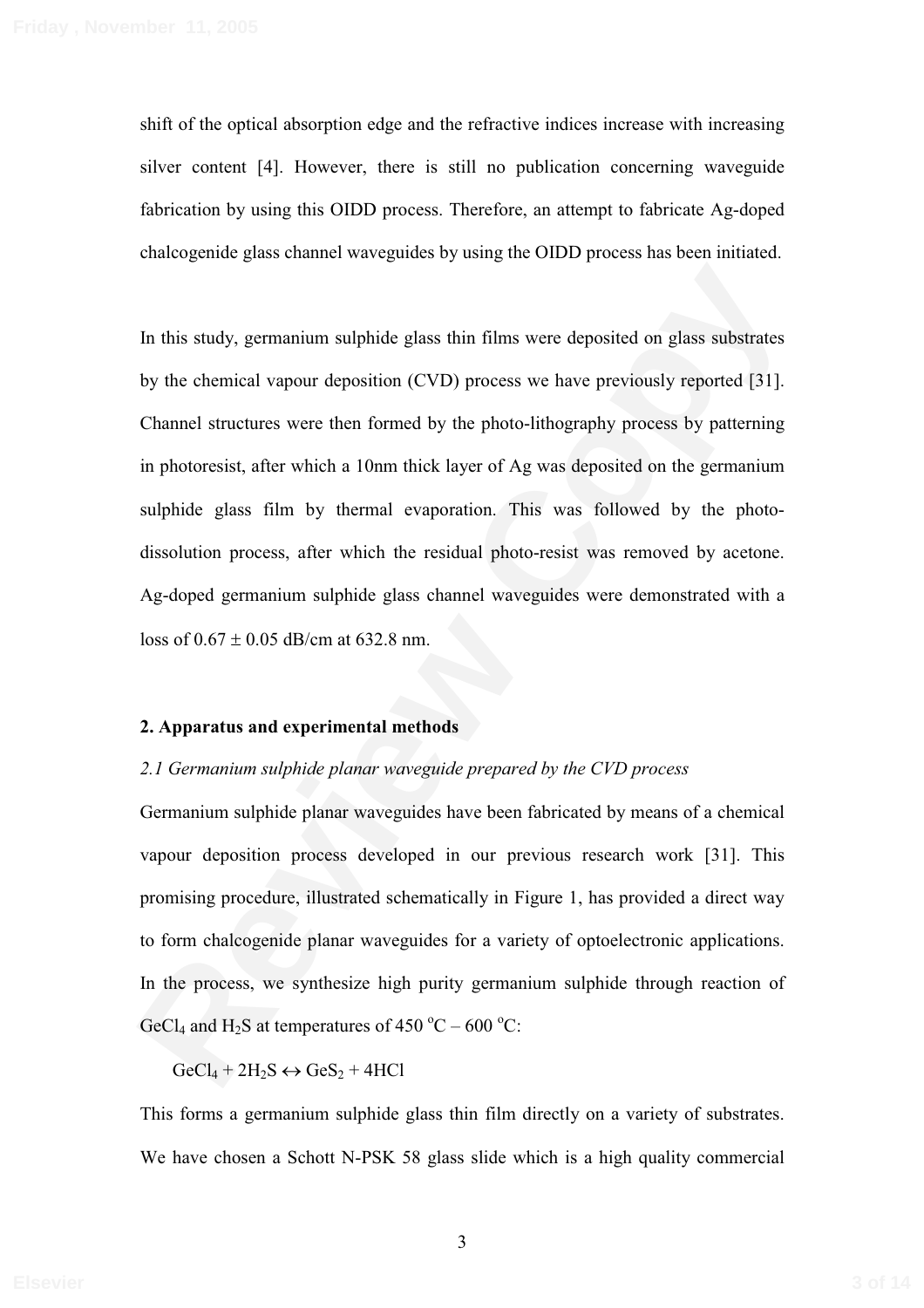shift of the optical absorption edge and the refractive indices increase with increasing silver content [4]. However, there is still no publication concerning waveguide fabrication by using this OIDD process. Therefore, an attempt to fabricate Ag-doped chalcogenide glass channel waveguides by using the OIDD process has been initiated.

In this study, germanium sulphide glass thin films were deposited on glass substrates by the chemical vapour deposition (CVD) process we have previously reported [31]. Channel structures were then formed by the photo-lithography process by patterning in photoresist, after which a 10nm thick layer of Ag was deposited on the germanium sulphide glass film by thermal evaporation. This was followed by the photo-dissolution process, after which the residual photo-resist was removed by acetone. Ag-doped germanium sulphide glass channel waveguides were demonstrated with a loss of 0.67 ± 0.05 dB/cm at 632.8 nm.

## 2. Apparatus and experimental methods

### *2.1 Germanium sulphide planar waveguide prepared by the CVD process*

Germanium sulphide planar waveguides have been fabricated by means of a chemical vapour deposition process developed in our previous research work [31]. This promising procedure, illustrated schematically in Figure 1, has provided a direct way to form chalcogenide planar waveguides for a variety of optoelectronic applications. In the process, we synthesize high purity germanium sulphide through reaction of $GeCl_4$ and $H_2S$ at temperatures of 450 °C – 600 °C:

$$GeCl_4 + 2H_2S \leftrightarrow GeS_2 + 4HCl$$

This forms a germanium sulphide glass thin film directly on a variety of substrates. We have chosen a Schott N-PSK 58 glass slide which is a high quality commercial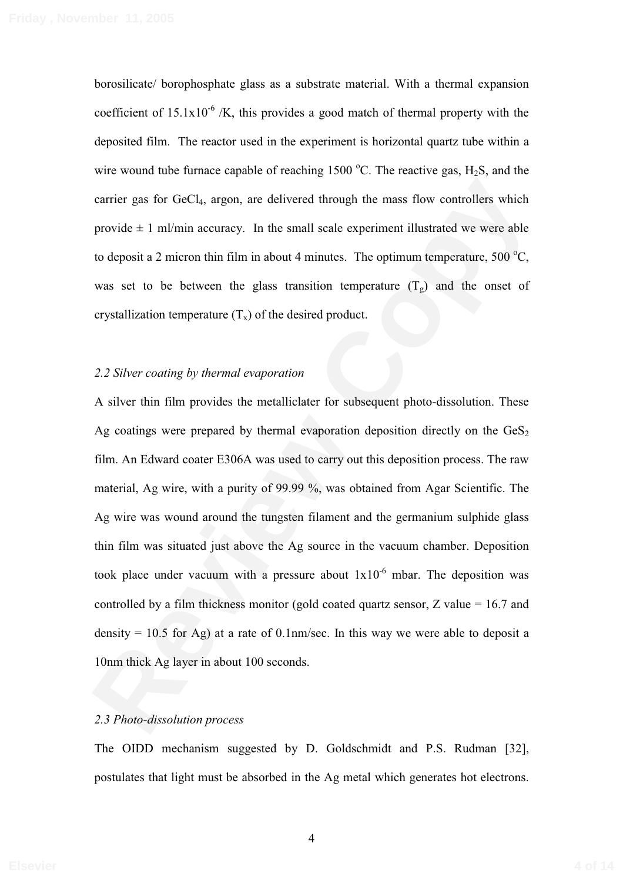borosilicate/ borophosphate glass as a substrate material. With a thermal expansion coefficient of $15.1 \times 10^{-6}$ /K, this provides a good match of thermal property with the deposited film. The reactor used in the experiment is horizontal quartz tube within a wire wound tube furnace capable of reaching 1500 $^{o}$C. The reactive gas, $H_2S$, and the carrier gas for $GeCl_4$, argon, are delivered through the mass flow controllers which provide ± 1 ml/min accuracy. In the small scale experiment illustrated we were able to deposit a 2 micron thin film in about 4 minutes. The optimum temperature, 500 $^{o}$C, was set to be between the glass transition temperature ($T_g$) and the onset of crystallization temperature ($T_x$) of the desired product.

*2.2 Silver coating by thermal evaporation*

A silver thin film provides the metalliclater for subsequent photo-dissolution. These Ag coatings were prepared by thermal evaporation deposition directly on the $GeS_2$ film. An Edward coater E306A was used to carry out this deposition process. The raw material, Ag wire, with a purity of 99.99 %, was obtained from Agar Scientific. The Ag wire was wound around the tungsten filament and the germanium sulphide glass thin film was situated just above the Ag source in the vacuum chamber. Deposition took place under vacuum with a pressure about $1 \times 10^{-6}$ mbar. The deposition was controlled by a film thickness monitor (gold coated quartz sensor, Z value = 16.7 and density = 10.5 for Ag) at a rate of 0.1nm/sec. In this way we were able to deposit a 10nm thick Ag layer in about 100 seconds.

*2.3 Photo-dissolution process*

The OIDD mechanism suggested by D. Goldschmidt and P.S. Rudman [32], postulates that light must be absorbed in the Ag metal which generates hot electrons.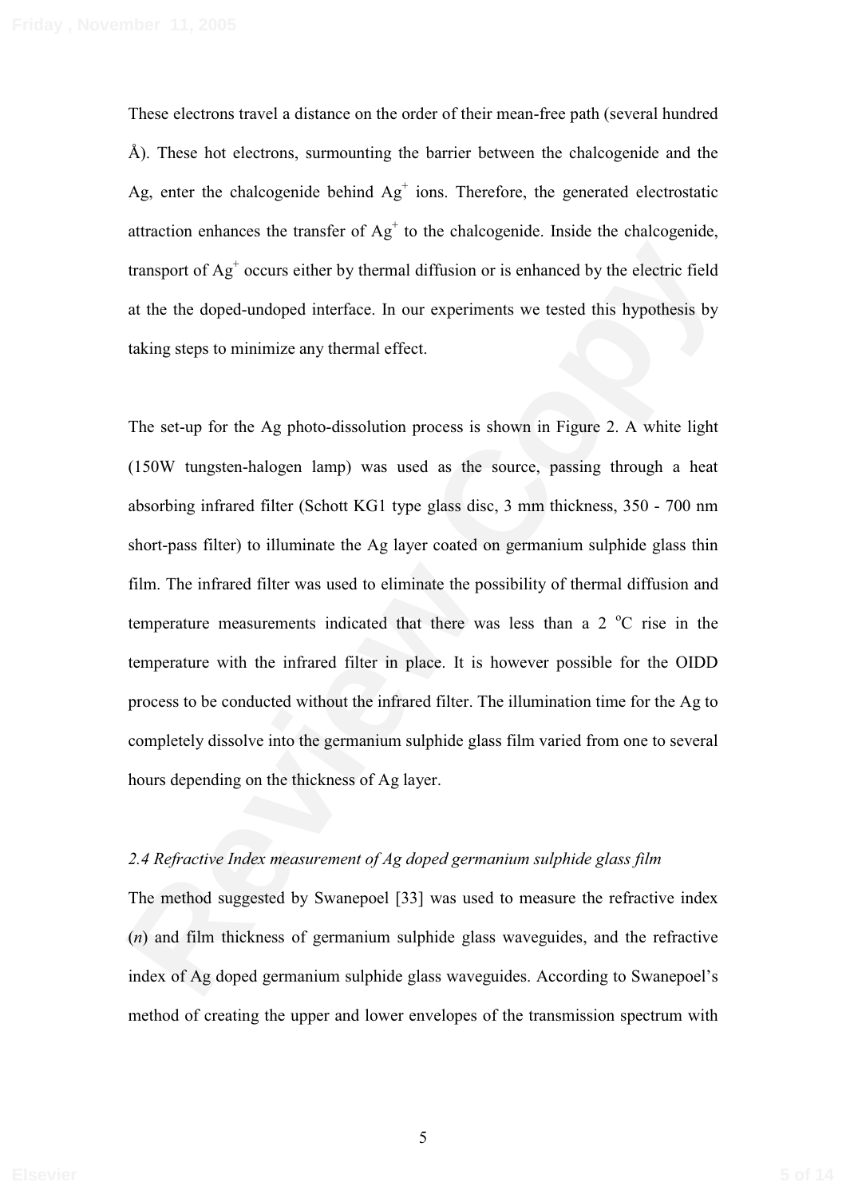These electrons travel a distance on the order of their mean-free path (several hundred Å). These hot electrons, surmounting the barrier between the chalcogenide and the Ag, enter the chalcogenide behind $Ag^+$ ions. Therefore, the generated electrostatic attraction enhances the transfer of $Ag^+$ to the chalcogenide. Inside the chalcogenide, transport of $Ag^+$ occurs either by thermal diffusion or is enhanced by the electric field at the the doped-undoped interface. In our experiments we tested this hypothesis by taking steps to minimize any thermal effect.

The set-up for the Ag photo-dissolution process is shown in Figure 2. A white light (150W tungsten-halogen lamp) was used as the source, passing through a heat absorbing infrared filter (Schott KG1 type glass disc, 3 mm thickness, 350 - 700 nm short-pass filter) to illuminate the Ag layer coated on germanium sulphide glass thin film. The infrared filter was used to eliminate the possibility of thermal diffusion and temperature measurements indicated that there was less than a 2 $^{o}$C rise in the temperature with the infrared filter in place. It is however possible for the OIDD process to be conducted without the infrared filter. The illumination time for the Ag to completely dissolve into the germanium sulphide glass film varied from one to several hours depending on the thickness of Ag layer.

*2.4 Refractive Index measurement of Ag doped germanium sulphide glass film*

The method suggested by Swanepoel [33] was used to measure the refractive index (*n*) and film thickness of germanium sulphide glass waveguides, and the refractive index of Ag doped germanium sulphide glass waveguides. According to Swanepoel's method of creating the upper and lower envelopes of the transmission spectrum with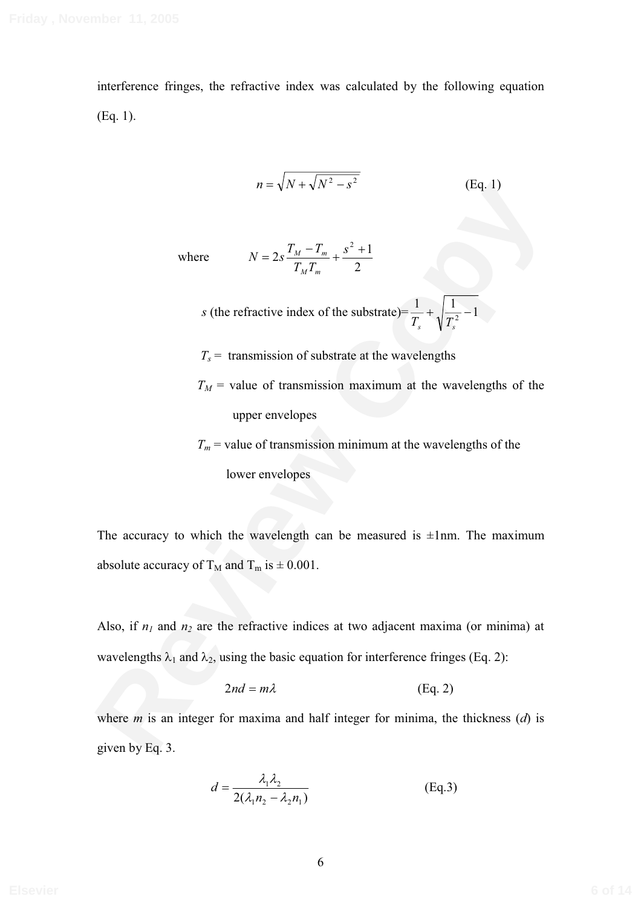interference fringes, the refractive index was calculated by the following equation (Eq. 1).

$$n = \sqrt{N + \sqrt{N^2 - s^2}} \qquad \text{(Eq. 1)}$$

where $$N = 2s\frac{T_M - T_m}{T_M T_m} + \frac{s^2 + 1}{2}$$

$s$ (the refractive index of the substrate)= $\frac{1}{T_s} + \sqrt{\frac{1}{T_s^2} - 1}$

$T_s$ = transmission of substrate at the wavelengths

$T_M$ = value of transmission maximum at the wavelengths of the upper envelopes

$T_m$ = value of transmission minimum at the wavelengths of the lower envelopes

The accuracy to which the wavelength can be measured is ±1nm. The maximum absolute accuracy of $T_M$ and $T_m$ is ± 0.001.

Also, if $n_1$ and $n_2$ are the refractive indices at two adjacent maxima (or minima) at wavelengths $\lambda_1$ and $\lambda_2$, using the basic equation for interference fringes (Eq. 2):

$$2nd = m\lambda \qquad \text{(Eq. 2)}$$

where $m$ is an integer for maxima and half integer for minima, the thickness ($d$) is given by Eq. 3.

$$d = \frac{\lambda_1 \lambda_2}{2(\lambda_1 n_2 - \lambda_2 n_1)} \qquad \text{(Eq.3)}$$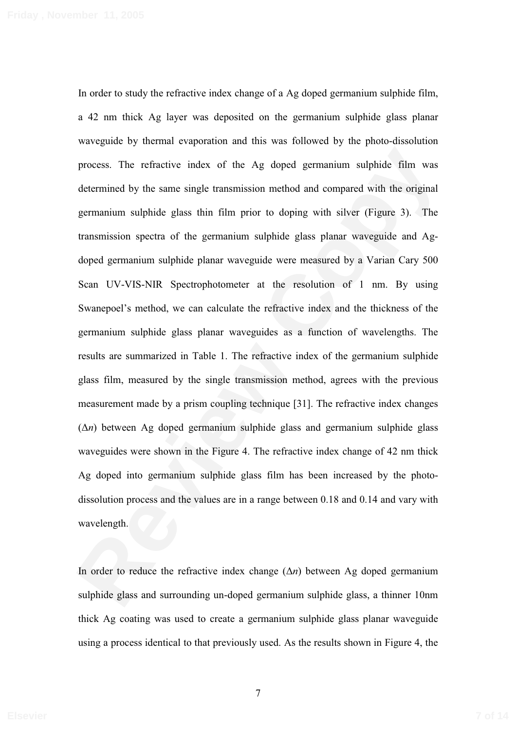In order to study the refractive index change of a Ag doped germanium sulphide film, a 42 nm thick Ag layer was deposited on the germanium sulphide glass planar waveguide by thermal evaporation and this was followed by the photo-dissolution process. The refractive index of the Ag doped germanium sulphide film was determined by the same single transmission method and compared with the original germanium sulphide glass thin film prior to doping with silver (Figure 3). The transmission spectra of the germanium sulphide glass planar waveguide and Ag-doped germanium sulphide planar waveguide were measured by a Varian Cary 500 Scan UV-VIS-NIR Spectrophotometer at the resolution of 1 nm. By using Swanepoel's method, we can calculate the refractive index and the thickness of the germanium sulphide glass planar waveguides as a function of wavelengths. The results are summarized in Table 1. The refractive index of the germanium sulphide glass film, measured by the single transmission method, agrees with the previous measurement made by a prism coupling technique [31]. The refractive index changes ($\Delta n$) between Ag doped germanium sulphide glass and germanium sulphide glass waveguides were shown in the Figure 4. The refractive index change of 42 nm thick Ag doped into germanium sulphide glass film has been increased by the photo-dissolution process and the values are in a range between 0.18 and 0.14 and vary with wavelength.

In order to reduce the refractive index change ($\Delta n$) between Ag doped germanium sulphide glass and surrounding un-doped germanium sulphide glass, a thinner 10nm thick Ag coating was used to create a germanium sulphide glass planar waveguide using a process identical to that previously used. As the results shown in Figure 4, the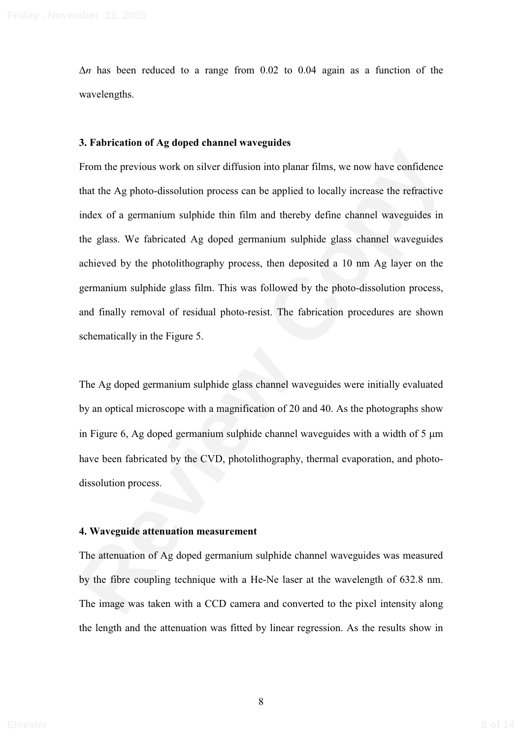$\Delta n$ has been reduced to a range from 0.02 to 0.04 again as a function of the wavelengths.

### 3. Fabrication of Ag doped channel waveguides

From the previous work on silver diffusion into planar films, we now have confidence that the Ag photo-dissolution process can be applied to locally increase the refractive index of a germanium sulphide thin film and thereby define channel waveguides in the glass. We fabricated Ag doped germanium sulphide glass channel waveguides achieved by the photolithography process, then deposited a 10 nm Ag layer on the germanium sulphide glass film. This was followed by the photo-dissolution process, and finally removal of residual photo-resist. The fabrication procedures are shown schematically in the Figure 5.

The Ag doped germanium sulphide glass channel waveguides were initially evaluated by an optical microscope with a magnification of 20 and 40. As the photographs show in Figure 6, Ag doped germanium sulphide channel waveguides with a width of 5 μm have been fabricated by the CVD, photolithography, thermal evaporation, and photo-dissolution process.

### 4. Waveguide attenuation measurement

The attenuation of Ag doped germanium sulphide channel waveguides was measured by the fibre coupling technique with a He-Ne laser at the wavelength of 632.8 nm. The image was taken with a CCD camera and converted to the pixel intensity along the length and the attenuation was fitted by linear regression. As the results show in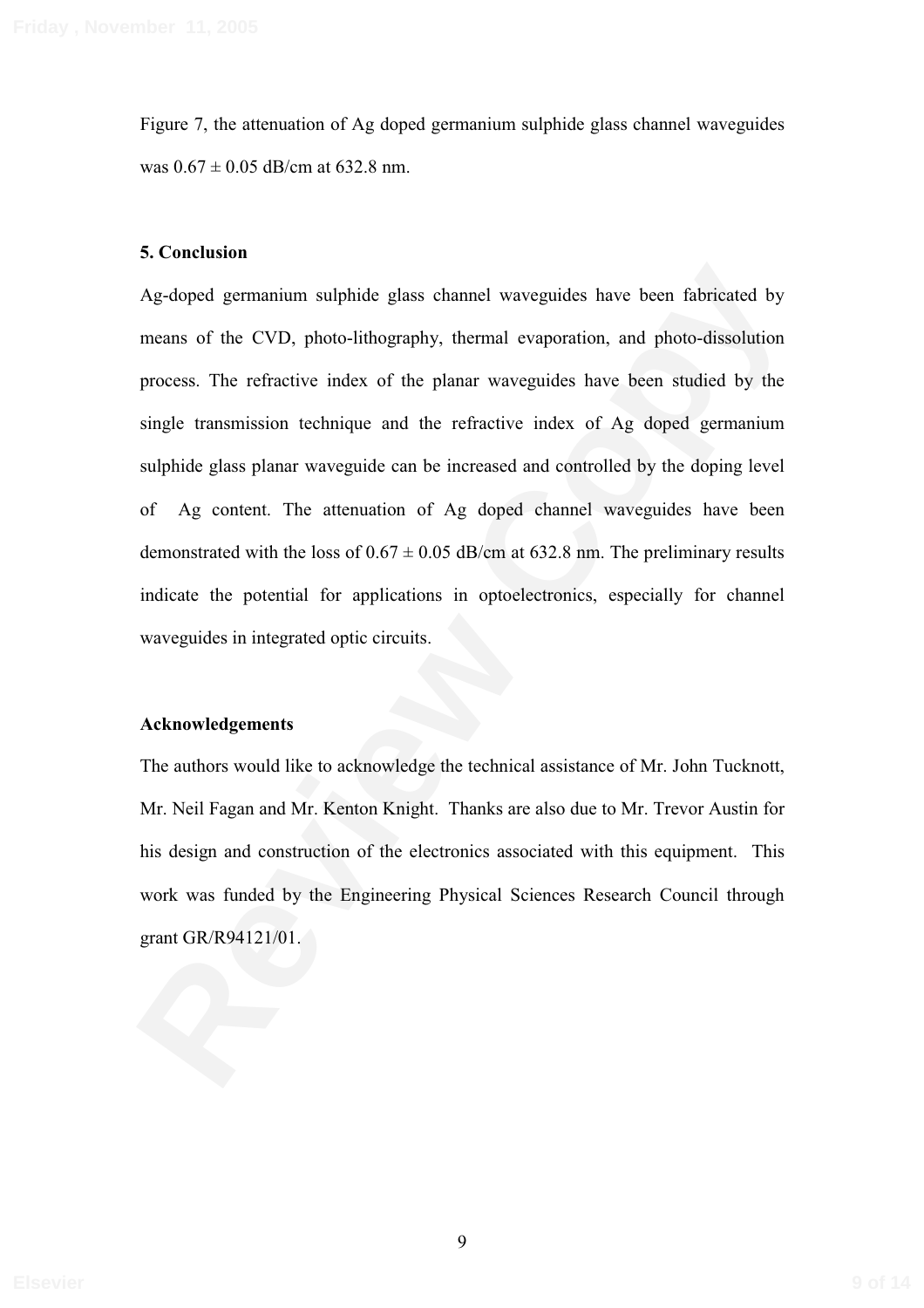Figure 7, the attenuation of Ag doped germanium sulphide glass channel waveguides was $0.67 \pm 0.05$ dB/cm at 632.8 nm.

## 5. Conclusion

Ag-doped germanium sulphide glass channel waveguides have been fabricated by means of the CVD, photo-lithography, thermal evaporation, and photo-dissolution process. The refractive index of the planar waveguides have been studied by the single transmission technique and the refractive index of Ag doped germanium sulphide glass planar waveguide can be increased and controlled by the doping level of Ag content. The attenuation of Ag doped channel waveguides have been demonstrated with the loss of $0.67 \pm 0.05$ dB/cm at 632.8 nm. The preliminary results indicate the potential for applications in optoelectronics, especially for channel waveguides in integrated optic circuits.

## Acknowledgements

The authors would like to acknowledge the technical assistance of Mr. John Tucknott, Mr. Neil Fagan and Mr. Kenton Knight. Thanks are also due to Mr. Trevor Austin for his design and construction of the electronics associated with this equipment. This work was funded by the Engineering Physical Sciences Research Council through grant GR/R94121/01.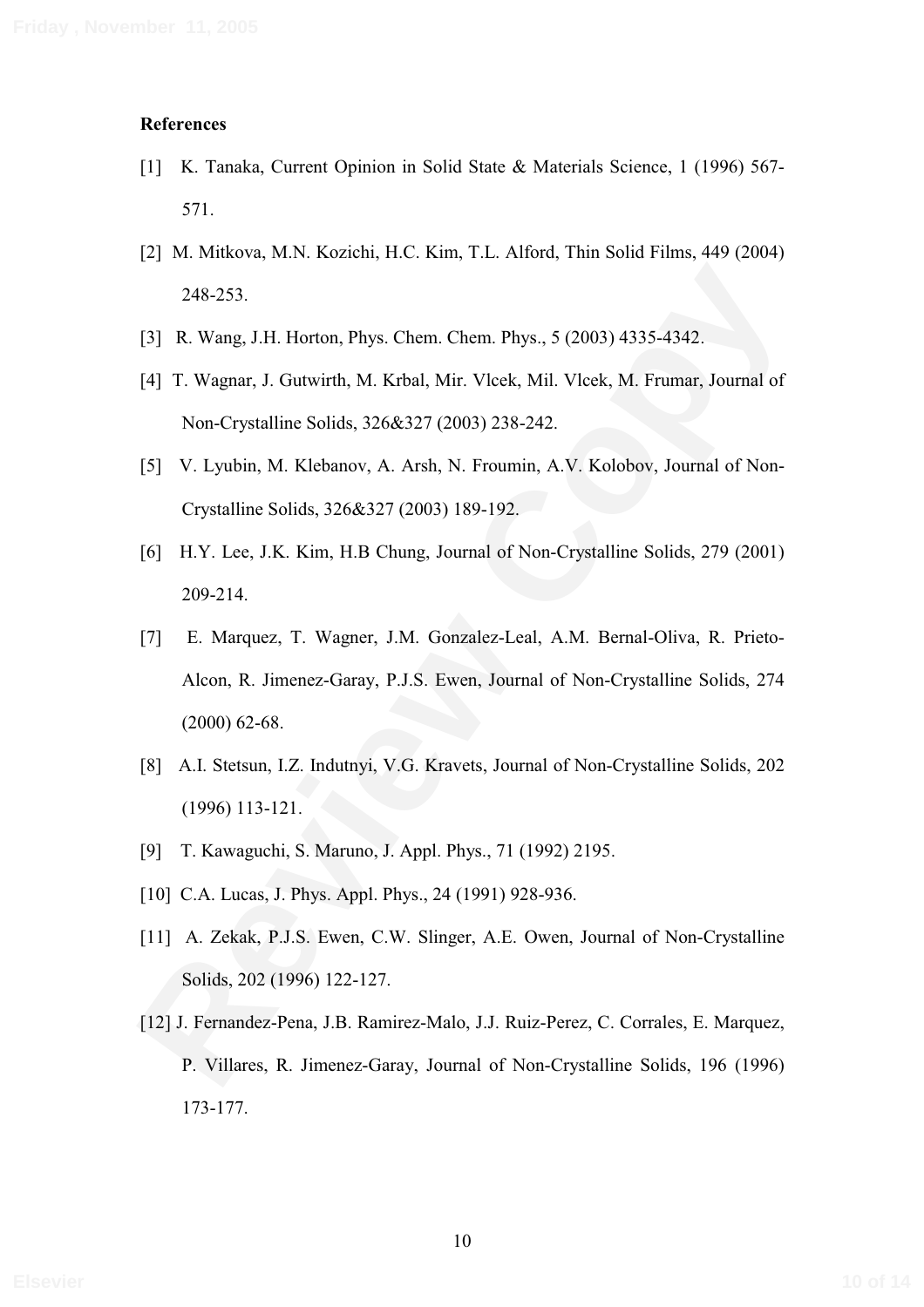**References**

[1] K. Tanaka, Current Opinion in Solid State & Materials Science, 1 (1996) 567-571.

[2] M. Mitkova, M.N. Kozichi, H.C. Kim, T.L. Alford, Thin Solid Films, 449 (2004) 248-253.

[3] R. Wang, J.H. Horton, Phys. Chem. Chem. Phys., 5 (2003) 4335-4342.

[4] T. Wagnar, J. Gutwirth, M. Krbal, Mir. Vlcek, Mil. Vlcek, M. Frumar, Journal of Non-Crystalline Solids, 326&327 (2003) 238-242.

[5] V. Lyubin, M. Klebanov, A. Arsh, N. Froumin, A.V. Kolobov, Journal of Non-Crystalline Solids, 326&327 (2003) 189-192.

[6] H.Y. Lee, J.K. Kim, H.B Chung, Journal of Non-Crystalline Solids, 279 (2001) 209-214.

[7] E. Marquez, T. Wagner, J.M. Gonzalez-Leal, A.M. Bernal-Oliva, R. Prieto-Alcon, R. Jimenez-Garay, P.J.S. Ewen, Journal of Non-Crystalline Solids, 274 (2000) 62-68.

[8] A.I. Stetsun, I.Z. Indutnyi, V.G. Kravets, Journal of Non-Crystalline Solids, 202 (1996) 113-121.

[9] T. Kawaguchi, S. Maruno, J. Appl. Phys., 71 (1992) 2195.

[10] C.A. Lucas, J. Phys. Appl. Phys., 24 (1991) 928-936.

[11] A. Zekak, P.J.S. Ewen, C.W. Slinger, A.E. Owen, Journal of Non-Crystalline Solids, 202 (1996) 122-127.

[12] J. Fernandez-Pena, J.B. Ramirez-Malo, J.J. Ruiz-Perez, C. Corrales, E. Marquez, P. Villares, R. Jimenez-Garay, Journal of Non-Crystalline Solids, 196 (1996) 173-177.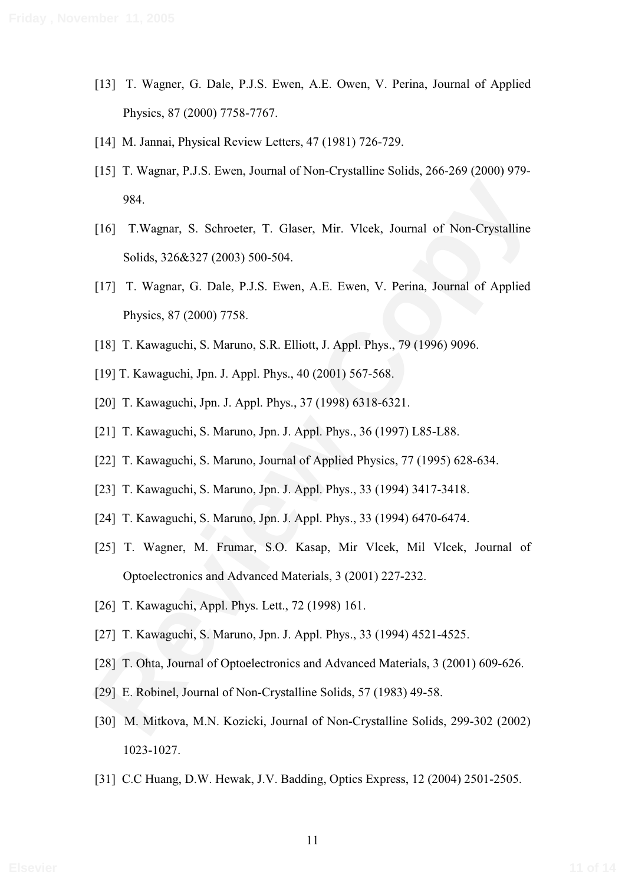[13] T. Wagner, G. Dale, P.J.S. Ewen, A.E. Owen, V. Perina, Journal of Applied Physics, 87 (2000) 7758-7767.

[14] M. Jannai, Physical Review Letters, 47 (1981) 726-729.

[15] T. Wagnar, P.J.S. Ewen, Journal of Non-Crystalline Solids, 266-269 (2000) 979-984.

[16] T.Wagnar, S. Schroeter, T. Glaser, Mir. Vlcek, Journal of Non-Crystalline Solids, 326&327 (2003) 500-504.

[17] T. Wagnar, G. Dale, P.J.S. Ewen, A.E. Ewen, V. Perina, Journal of Applied Physics, 87 (2000) 7758.

[18] T. Kawaguchi, S. Maruno, S.R. Elliott, J. Appl. Phys., 79 (1996) 9096.

[19] T. Kawaguchi, Jpn. J. Appl. Phys., 40 (2001) 567-568.

[20] T. Kawaguchi, Jpn. J. Appl. Phys., 37 (1998) 6318-6321.

[21] T. Kawaguchi, S. Maruno, Jpn. J. Appl. Phys., 36 (1997) L85-L88.

[22] T. Kawaguchi, S. Maruno, Journal of Applied Physics, 77 (1995) 628-634.

[23] T. Kawaguchi, S. Maruno, Jpn. J. Appl. Phys., 33 (1994) 3417-3418.

[24] T. Kawaguchi, S. Maruno, Jpn. J. Appl. Phys., 33 (1994) 6470-6474.

[25] T. Wagner, M. Frumar, S.O. Kasap, Mir Vlcek, Mil Vlcek, Journal of Optoelectronics and Advanced Materials, 3 (2001) 227-232.

[26] T. Kawaguchi, Appl. Phys. Lett., 72 (1998) 161.

[27] T. Kawaguchi, S. Maruno, Jpn. J. Appl. Phys., 33 (1994) 4521-4525.

[28] T. Ohta, Journal of Optoelectronics and Advanced Materials, 3 (2001) 609-626.

[29] E. Robinel, Journal of Non-Crystalline Solids, 57 (1983) 49-58.

[30] M. Mitkova, M.N. Kozicki, Journal of Non-Crystalline Solids, 299-302 (2002) 1023-1027.

[31] C.C Huang, D.W. Hewak, J.V. Badding, Optics Express, 12 (2004) 2501-2505.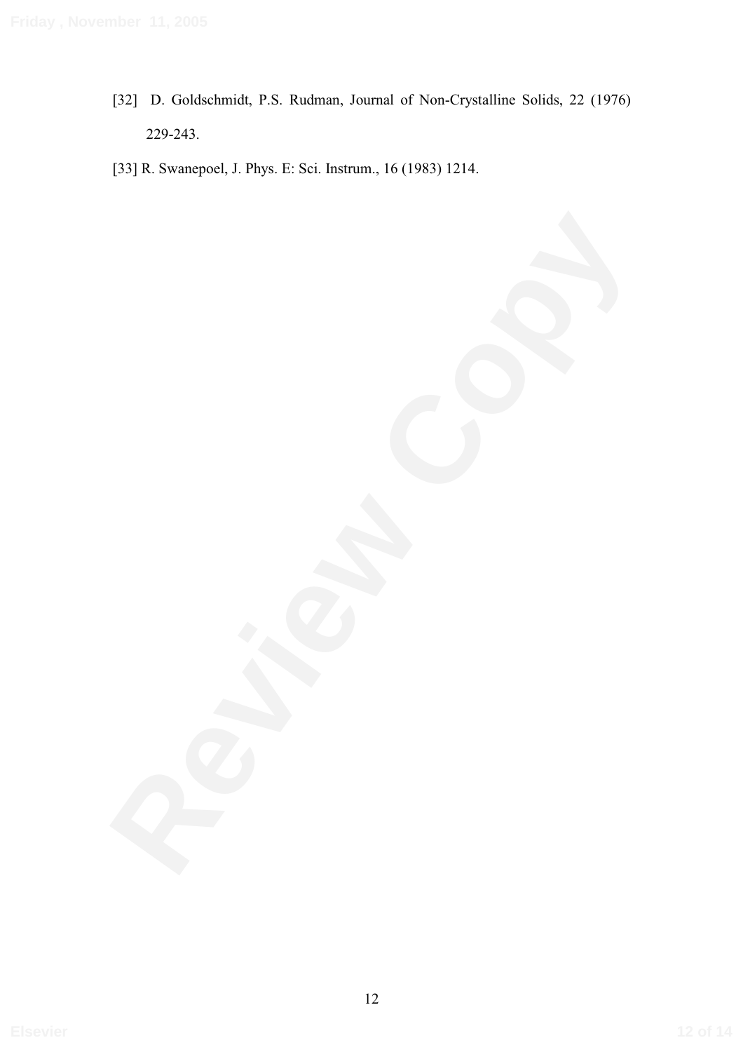[32] D. Goldschmidt, P.S. Rudman, Journal of Non-Crystalline Solids, 22 (1976) 229-243.

[33] R. Swanepoel, J. Phys. E: Sci. Instrum., 16 (1983) 1214.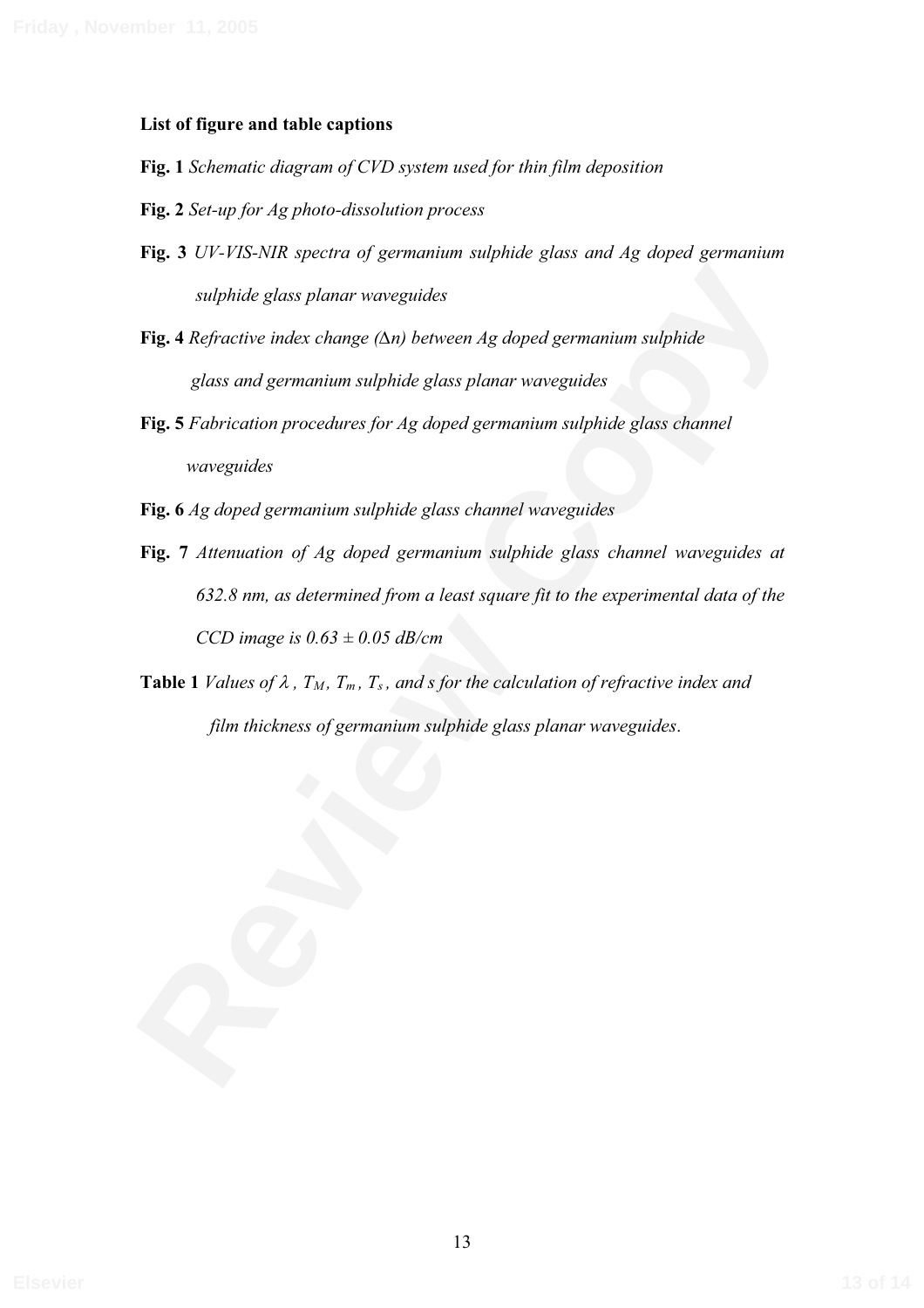**List of figure and table captions**

**Fig. 1** *Schematic diagram of CVD system used for thin film deposition*

**Fig. 2** *Set-up for Ag photo-dissolution process*

**Fig. 3** *UV-VIS-NIR spectra of germanium sulphide glass and Ag doped germanium sulphide glass planar waveguides*

**Fig. 4** *Refractive index change (Δn) between Ag doped germanium sulphide glass and germanium sulphide glass planar waveguides*

**Fig. 5** *Fabrication procedures for Ag doped germanium sulphide glass channel waveguides*

**Fig. 6** *Ag doped germanium sulphide glass channel waveguides*

**Fig. 7** *Attenuation of Ag doped germanium sulphide glass channel waveguides at 632.8 nm, as determined from a least square fit to the experimental data of the CCD image is 0.63 ± 0.05 dB/cm*

**Table 1** *Values of $\lambda$, $T_M$, $T_m$, $T_s$, and s for the calculation of refractive index and film thickness of germanium sulphide glass planar waveguides.*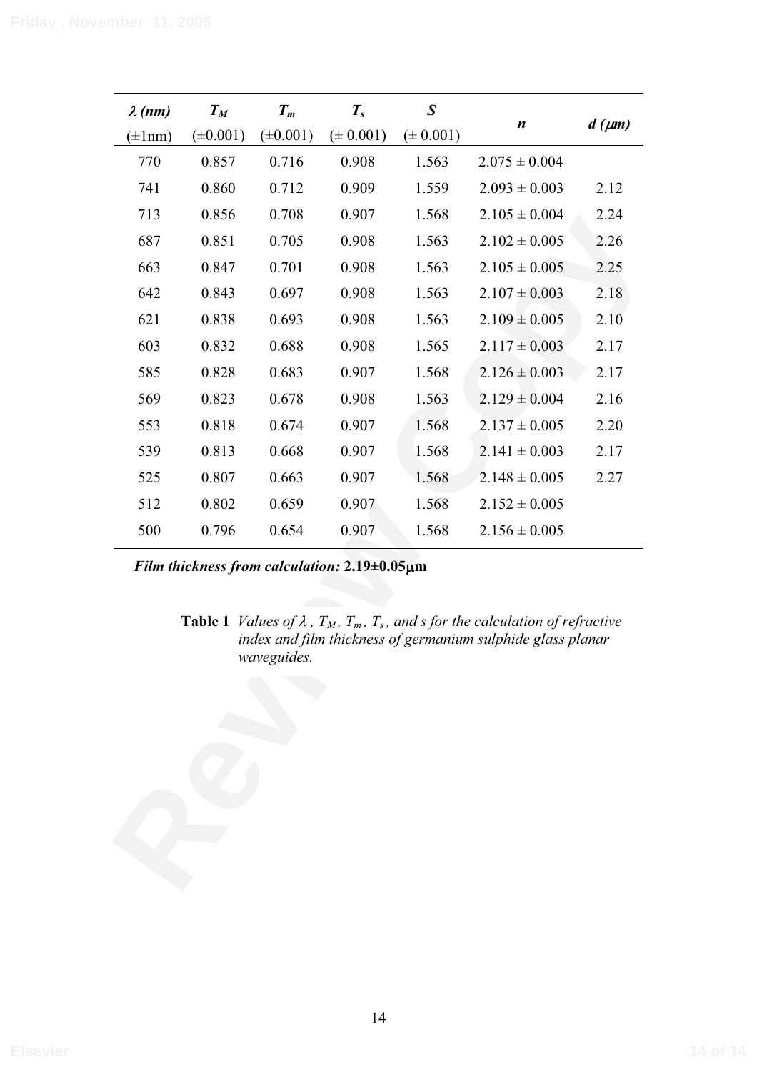| $\lambda$ *(nm)* (±1nm) | $T_M$ (±0.001) | $T_m$ (±0.001) | $T_s$ (± 0.001) | *S* (± 0.001) | *n* | *d* ($\mu m$) |
|---|---|---|---|---|---|---|
| 770 | 0.857 | 0.716 | 0.908 | 1.563 | 2.075 ± 0.004 | |
| 741 | 0.860 | 0.712 | 0.909 | 1.559 | 2.093 ± 0.003 | 2.12 |
| 713 | 0.856 | 0.708 | 0.907 | 1.568 | 2.105 ± 0.004 | 2.24 |
| 687 | 0.851 | 0.705 | 0.908 | 1.563 | 2.102 ± 0.005 | 2.26 |
| 663 | 0.847 | 0.701 | 0.908 | 1.563 | 2.105 ± 0.005 | 2.25 |
| 642 | 0.843 | 0.697 | 0.908 | 1.563 | 2.107 ± 0.003 | 2.18 |
| 621 | 0.838 | 0.693 | 0.908 | 1.563 | 2.109 ± 0.005 | 2.10 |
| 603 | 0.832 | 0.688 | 0.908 | 1.565 | 2.117 ± 0.003 | 2.17 |
| 585 | 0.828 | 0.683 | 0.907 | 1.568 | 2.126 ± 0.003 | 2.17 |
| 569 | 0.823 | 0.678 | 0.908 | 1.563 | 2.129 ± 0.004 | 2.16 |
| 553 | 0.818 | 0.674 | 0.907 | 1.568 | 2.137 ± 0.005 | 2.20 |
| 539 | 0.813 | 0.668 | 0.907 | 1.568 | 2.141 ± 0.003 | 2.17 |
| 525 | 0.807 | 0.663 | 0.907 | 1.568 | 2.148 ± 0.005 | 2.27 |
| 512 | 0.802 | 0.659 | 0.907 | 1.568 | 2.152 ± 0.005 | |
| 500 | 0.796 | 0.654 | 0.907 | 1.568 | 2.156 ± 0.005 | |

***Film thickness from calculation:* 2.19±0.05μm**

**Table 1** *Values of $\lambda$, $T_M$, $T_m$, $T_s$, and s for the calculation of refractive index and film thickness of germanium sulphide glass planar waveguides.*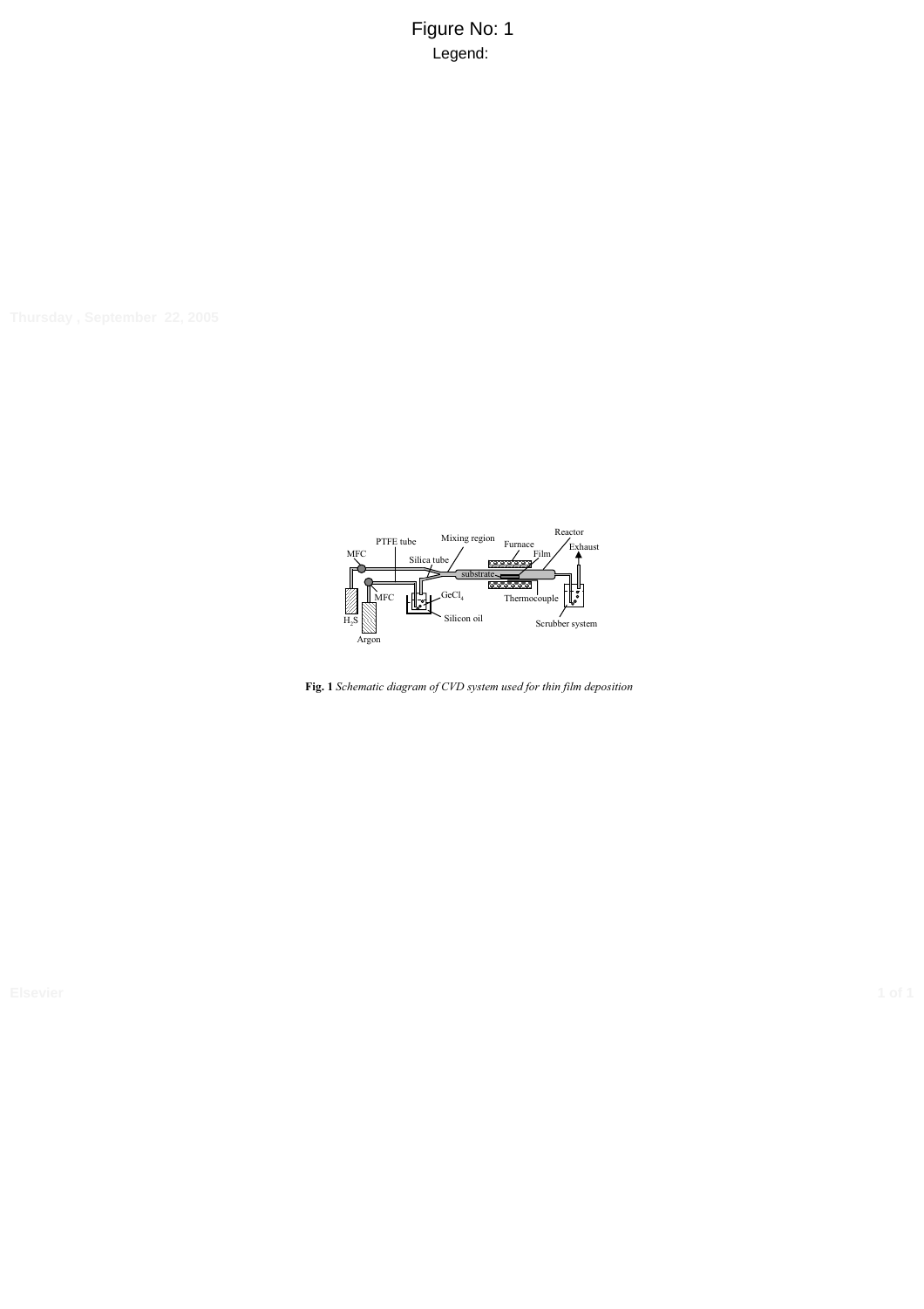Figure No: 1

Legend:

**Fig. 1** *Schematic diagram of CVD system used for thin film deposition*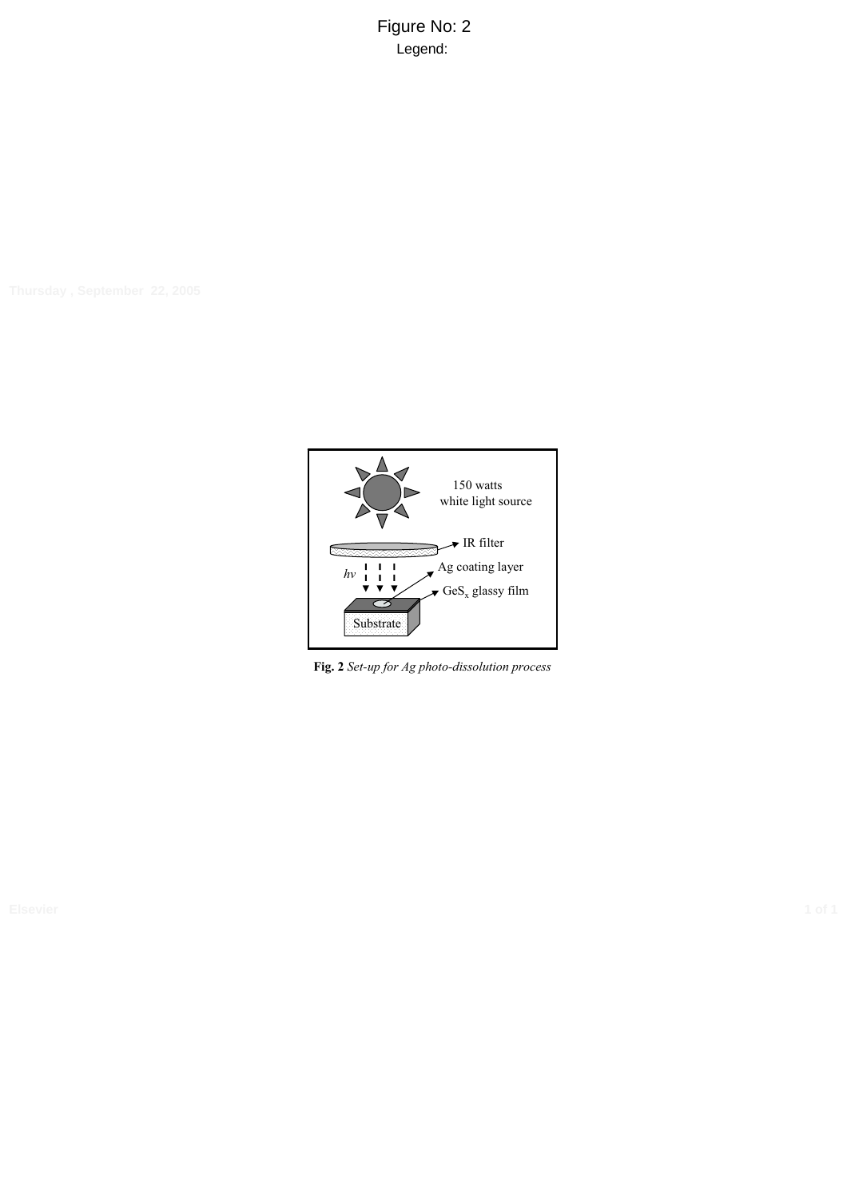Figure No: 2

Legend:

**Fig. 2** *Set-up for Ag photo-dissolution process*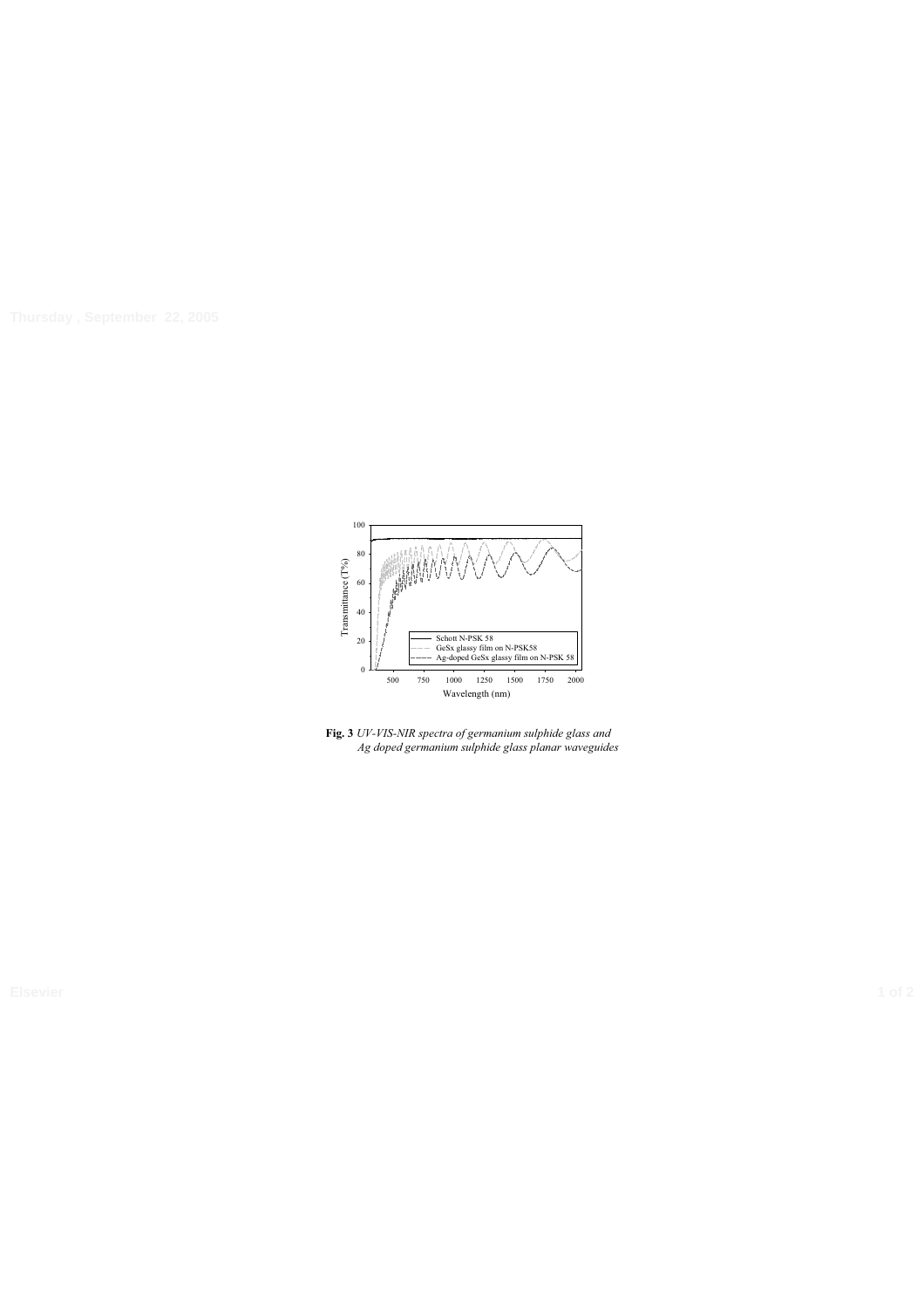**Fig. 3** *UV-VIS-NIR spectra of germanium sulphide glass and Ag doped germanium sulphide glass planar waveguides*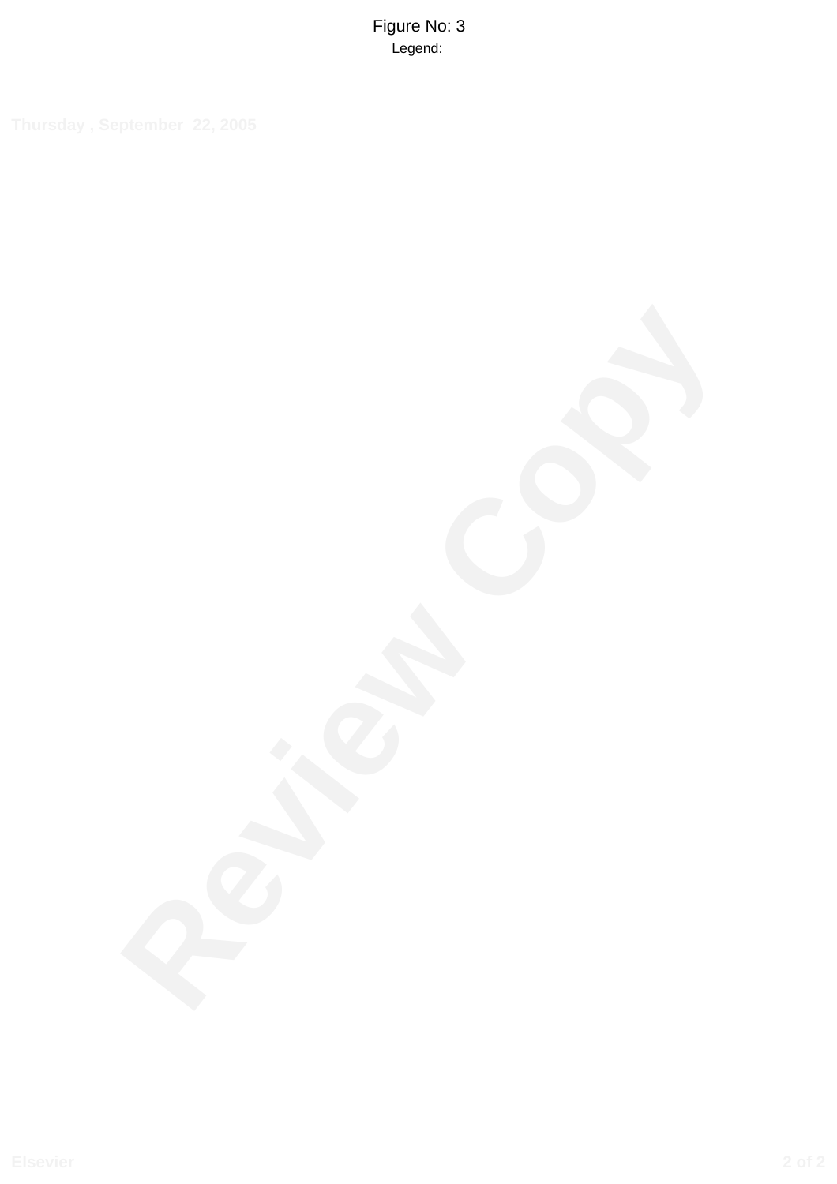Figure No: 3

Legend: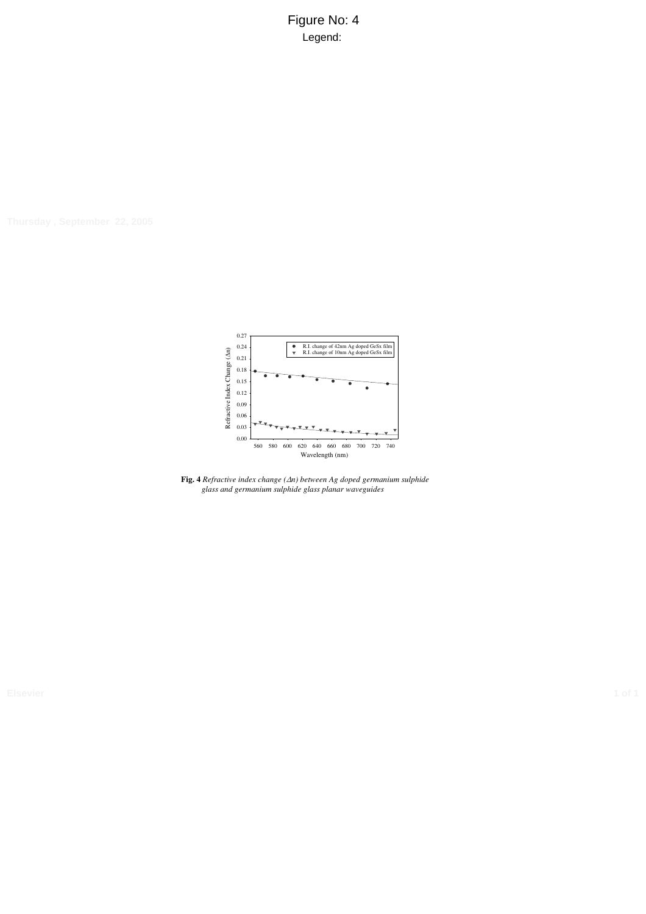Figure No: 4

Legend:

**Fig. 4** *Refractive index change ($\Delta n$) between Ag doped germanium sulphide glass and germanium sulphide glass planar waveguides*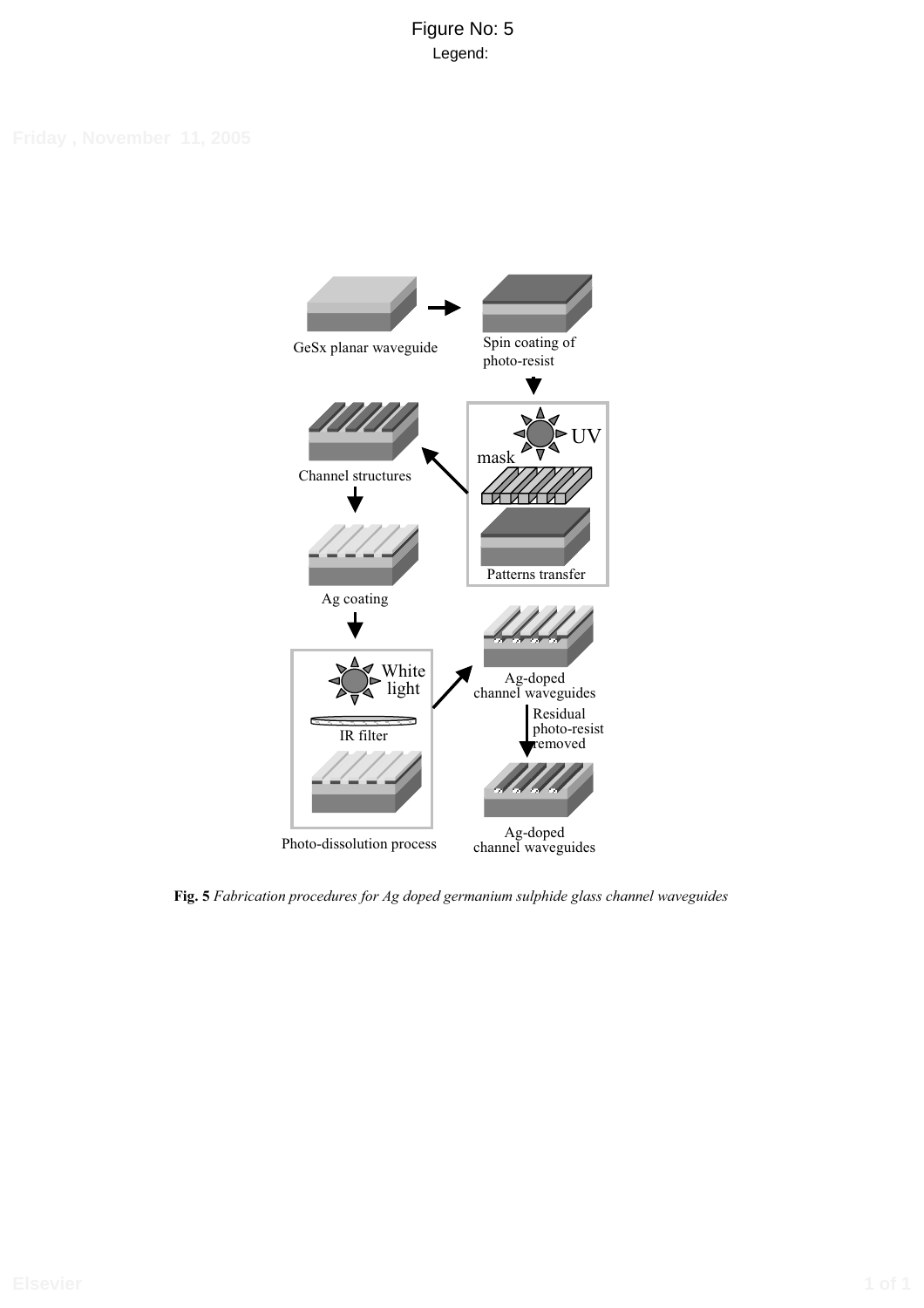Figure No: 5

Legend:

**Fig. 5** *Fabrication procedures for Ag doped germanium sulphide glass channel waveguides*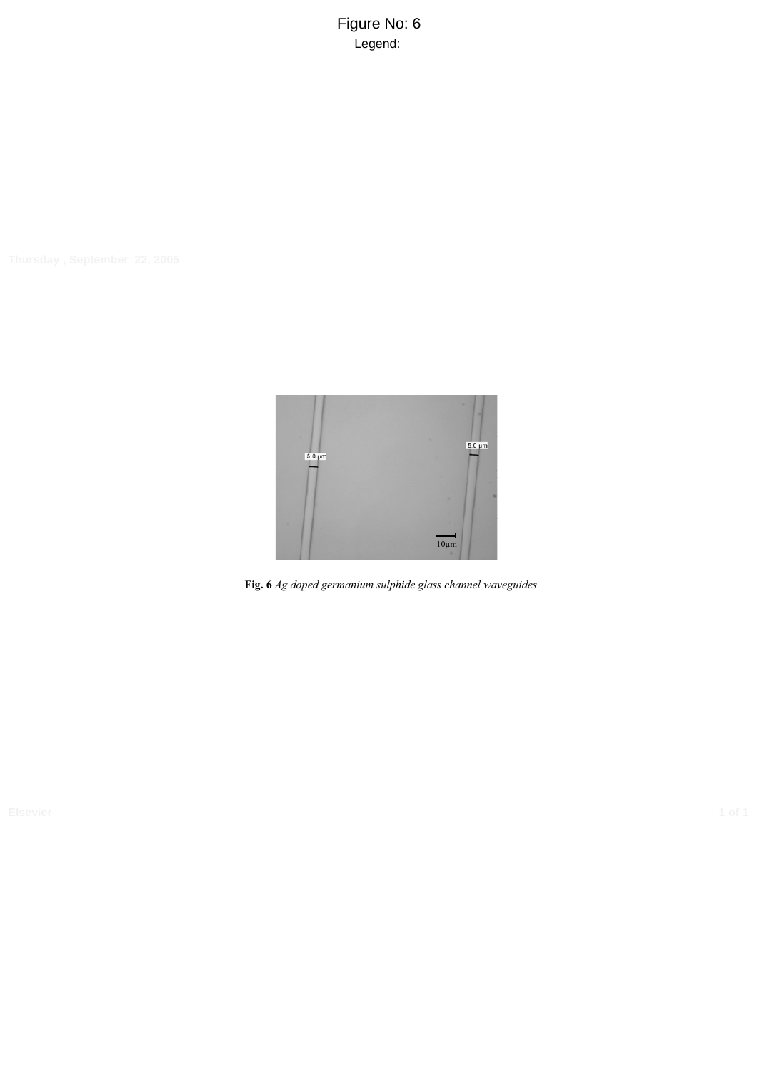Figure No: 6

Legend:

**Fig. 6** *Ag doped germanium sulphide glass channel waveguides*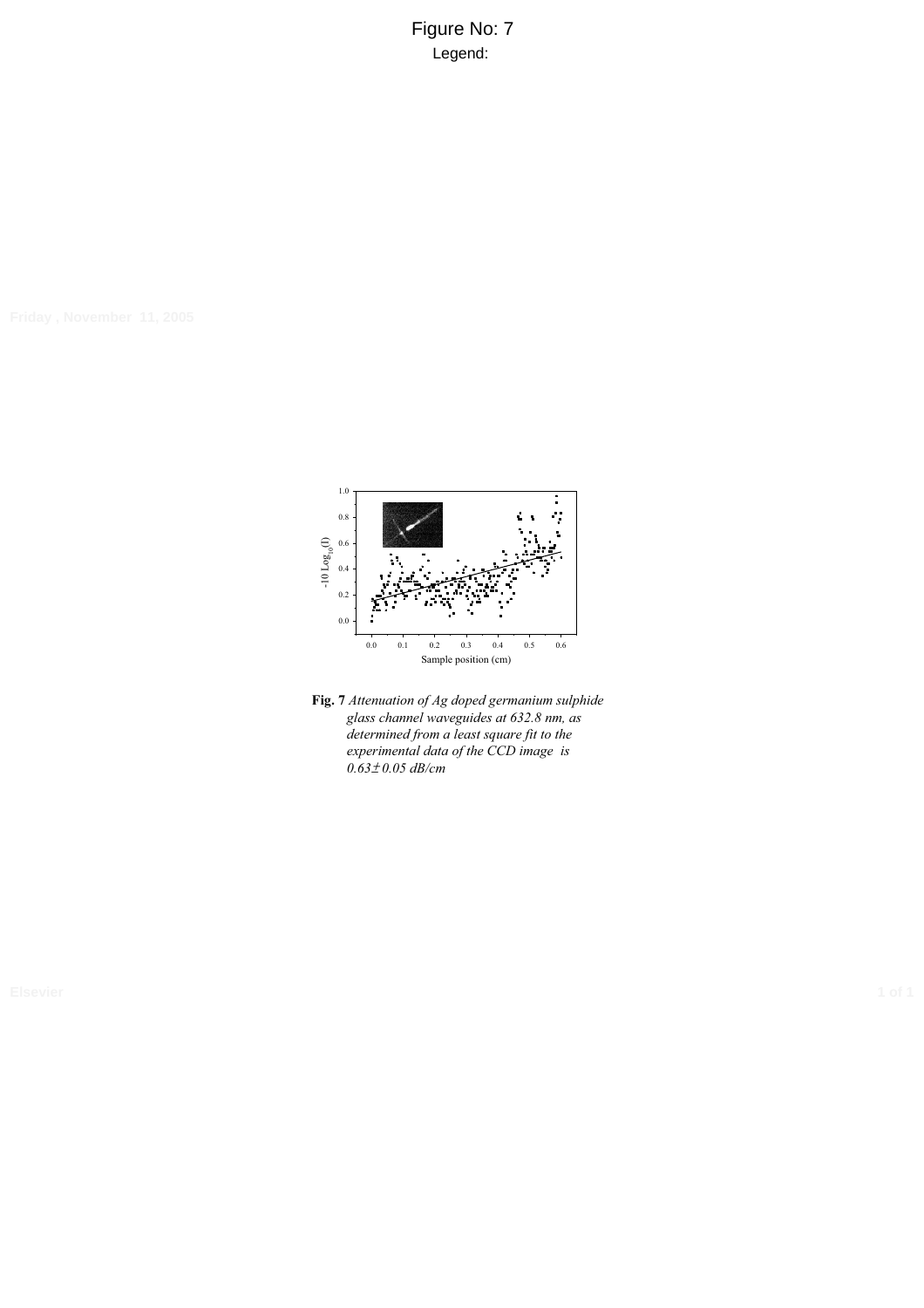Figure No: 7

Legend:

1.0
0.8
0.6
0.4
0.2
0.0

$-10\ Log_{10}(I)$

0.0 0.1 0.2 0.3 0.4 0.5 0.6

Sample position (cm)

**Fig. 7** *Attenuation of Ag doped germanium sulphide glass channel waveguides at 632.8 nm, as determined from a least square fit to the experimental data of the CCD image is $0.63 \pm 0.05$ dB/cm*